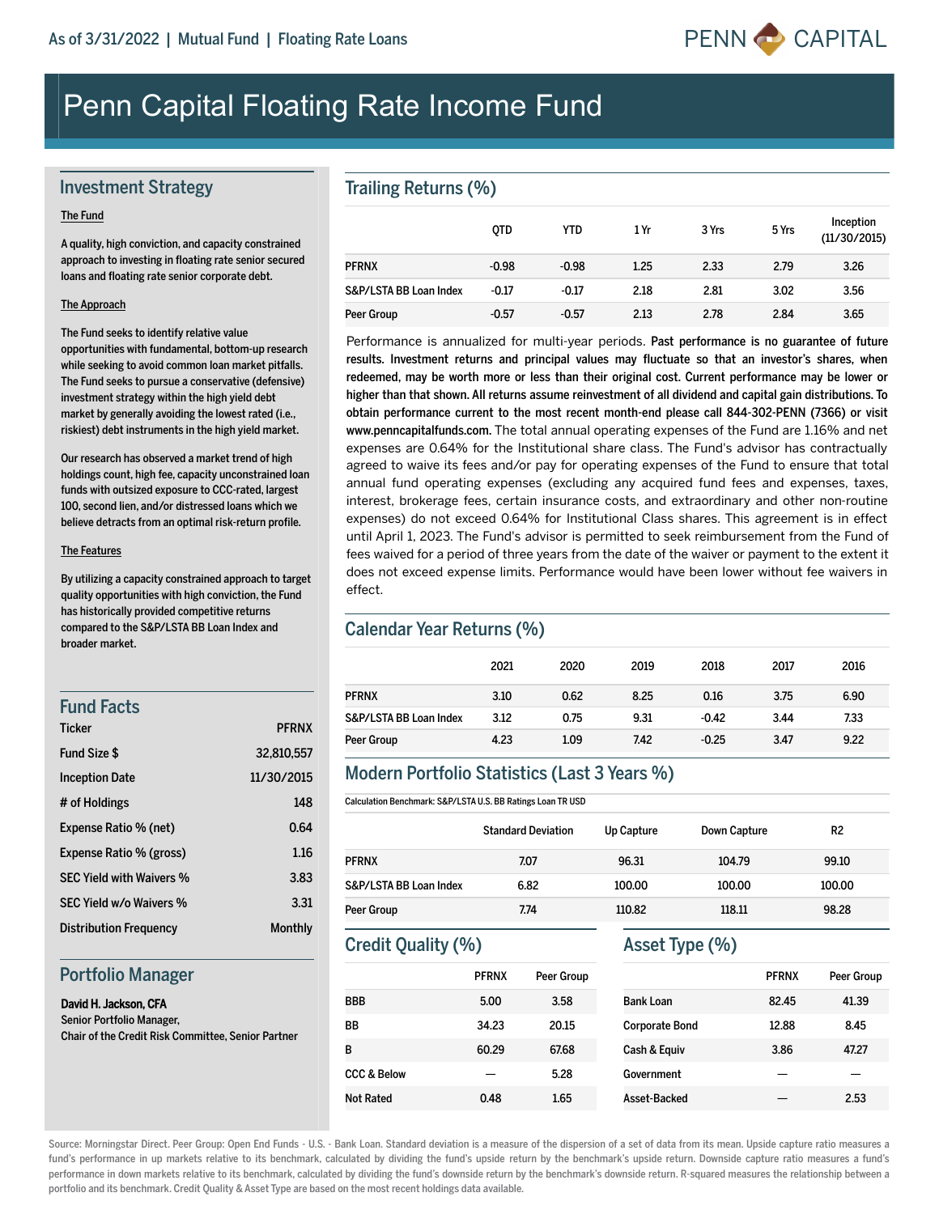As of 3/31/2022 | Mutual Fund | Floating Rate Loans

PENN CAPITAL

# Penn Capital Floating Rate Income Fund

## Investment Strategy

**The Fund**

A quality, high conviction, and capacity constrained approach to investing in floating rate senior secured loans and floating rate senior corporate debt.

**The Approach**

The Fund seeks to identify relative value opportunities with fundamental, bottom-up research while seeking to avoid common loan market pitfalls. The Fund seeks to pursue a conservative (defensive) investment strategy within the high yield debt market by generally avoiding the lowest rated (i.e., riskiest) debt instruments in the high yield market.

Our research has observed a market trend of high holdings count, high fee, capacity unconstrained loan funds with outsized exposure to CCC-rated, largest 100, second lien, and/or distressed loans which we believe detracts from an optimal risk-return profile.

**The Features**

By utilizing a capacity constrained approach to target quality opportunities with high conviction, the Fund has historically provided competitive returns compared to the S&P/LSTA BB Loan Index and broader market.

## Fund Facts

| | |
|---|---|
| Ticker | PFRNX |
| Fund Size $ | 32,810,557 |
| Inception Date | 11/30/2015 |
| # of Holdings | 148 |
| Expense Ratio % (net) | 0.64 |
| Expense Ratio % (gross) | 1.16 |
| SEC Yield with Waivers % | 3.83 |
| SEC Yield w/o Waivers % | 3.31 |
| Distribution Frequency | Monthly |

## Portfolio Manager

**David H. Jackson, CFA**
Senior Portfolio Manager,
Chair of the Credit Risk Committee, Senior Partner

## Trailing Returns (%)

| | QTD | YTD | 1 Yr | 3 Yrs | 5 Yrs | Inception (11/30/2015) |
|---|---|---|---|---|---|---|
| PFRNX | -0.98 | -0.98 | 1.25 | 2.33 | 2.79 | 3.26 |
| S&P/LSTA BB Loan Index | -0.17 | -0.17 | 2.18 | 2.81 | 3.02 | 3.56 |
| Peer Group | -0.57 | -0.57 | 2.13 | 2.78 | 2.84 | 3.65 |

Performance is annualized for multi-year periods. **Past performance is no guarantee of future results. Investment returns and principal values may fluctuate so that an investor's shares, when redeemed, may be worth more or less than their original cost. Current performance may be lower or higher than that shown. All returns assume reinvestment of all dividend and capital gain distributions. To obtain performance current to the most recent month-end please call 844-302-PENN (7366) or visit www.penncapitalfunds.com.** The total annual operating expenses of the Fund are 1.16% and net expenses are 0.64% for the Institutional share class. The Fund's advisor has contractually agreed to waive its fees and/or pay for operating expenses of the Fund to ensure that total annual fund operating expenses (excluding any acquired fund fees and expenses, taxes, interest, brokerage fees, certain insurance costs, and extraordinary and other non-routine expenses) do not exceed 0.64% for Institutional Class shares. This agreement is in effect until April 1, 2023. The Fund's advisor is permitted to seek reimbursement from the Fund of fees waived for a period of three years from the date of the waiver or payment to the extent it does not exceed expense limits. Performance would have been lower without fee waivers in effect.

## Calendar Year Returns (%)

| | 2021 | 2020 | 2019 | 2018 | 2017 | 2016 |
|---|---|---|---|---|---|---|
| PFRNX | 3.10 | 0.62 | 8.25 | 0.16 | 3.75 | 6.90 |
| S&P/LSTA BB Loan Index | 3.12 | 0.75 | 9.31 | -0.42 | 3.44 | 7.33 |
| Peer Group | 4.23 | 1.09 | 7.42 | -0.25 | 3.47 | 9.22 |

## Modern Portfolio Statistics (Last 3 Years %)

Calculation Benchmark: S&P/LSTA U.S. BB Ratings Loan TR USD

| | Standard Deviation | Up Capture | Down Capture | R2 |
|---|---|---|---|---|
| PFRNX | 7.07 | 96.31 | 104.79 | 99.10 |
| S&P/LSTA BB Loan Index | 6.82 | 100.00 | 100.00 | 100.00 |
| Peer Group | 7.74 | 110.82 | 118.11 | 98.28 |

## Credit Quality (%)

| | PFRNX | Peer Group |
|---|---|---|
| BBB | 5.00 | 3.58 |
| BB | 34.23 | 20.15 |
| B | 60.29 | 67.68 |
| CCC & Below | — | 5.28 |
| Not Rated | 0.48 | 1.65 |

## Asset Type (%)

| | PFRNX | Peer Group |
|---|---|---|
| Bank Loan | 82.45 | 41.39 |
| Corporate Bond | 12.88 | 8.45 |
| Cash & Equiv | 3.86 | 47.27 |
| Government | — | — |
| Asset-Backed | — | 2.53 |

Source: Morningstar Direct. Peer Group: Open End Funds - U.S. - Bank Loan. Standard deviation is a measure of the dispersion of a set of data from its mean. Upside capture ratio measures a fund's performance in up markets relative to its benchmark, calculated by dividing the fund's upside return by the benchmark's upside return. Downside capture ratio measures a fund's performance in down markets relative to its benchmark, calculated by dividing the fund's downside return by the benchmark's downside return. R-squared measures the relationship between a portfolio and its benchmark. Credit Quality & Asset Type are based on the most recent holdings data available.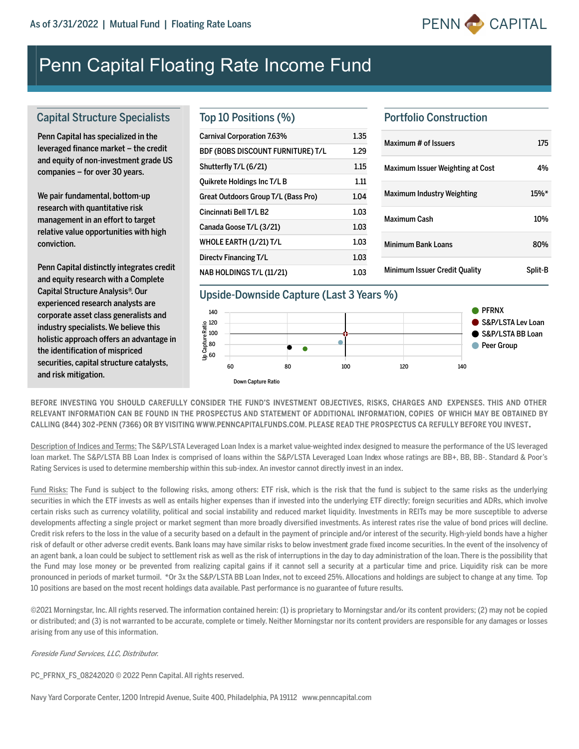As of 3/31/2022 | Mutual Fund | Floating Rate Loans

# Penn Capital Floating Rate Income Fund

## Capital Structure Specialists

Penn Capital has specialized in the leveraged finance market – the credit and equity of non-investment grade US companies – for over 30 years.

We pair fundamental, bottom-up research with quantitative risk management in an effort to target relative value opportunities with high conviction.

Penn Capital distinctly integrates credit and equity research with a Complete Capital Structure Analysis®. Our experienced research analysts are corporate asset class generalists and industry specialists. We believe this holistic approach offers an advantage in the identification of mispriced securities, capital structure catalysts, and risk mitigation.

## Top 10 Positions (%)

| | |
|---|---|
| Carnival Corporation 7.63% | 1.35 |
| BDF (BOBS DISCOUNT FURNITURE) T/L | 1.29 |
| Shutterfly T/L (6/21) | 1.15 |
| Quikrete Holdings Inc T/L B | 1.11 |
| Great Outdoors Group T/L (Bass Pro) | 1.04 |
| Cincinnati Bell T/L B2 | 1.03 |
| Canada Goose T/L (3/21) | 1.03 |
| WHOLE EARTH (1/21) T/L | 1.03 |
| Directv Financing T/L | 1.03 |
| NAB HOLDINGS T/L (11/21) | 1.03 |

## Portfolio Construction

| | |
|---|---|
| Maximum # of Issuers | 175 |
| Maximum Issuer Weighting at Cost | 4% |
| Maximum Industry Weighting | 15%* |
| Maximum Cash | 10% |
| Minimum Bank Loans | 80% |
| Minimum Issuer Credit Quality | Split-B |

## Upside-Downside Capture (Last 3 Years %)

Up Capture Ratio
140
120
100
80
60
60 80 100 120 140
Down Capture Ratio

PFRNX
S&P/LSTA Lev Loan
S&P/LSTA BB Loan
Peer Group

**BEFORE INVESTING YOU SHOULD CAREFULLY CONSIDER THE FUND'S INVESTMENT OBJECTIVES, RISKS, CHARGES AND EXPENSES. THIS AND OTHER RELEVANT INFORMATION CAN BE FOUND IN THE PROSPECTUS AND STATEMENT OF ADDITIONAL INFORMATION, COPIES OF WHICH MAY BE OBTAINED BY CALLING (844) 302-PENN (7366) OR BY VISITING WWW.PENNCAPITALFUNDS.COM. PLEASE READ THE PROSPECTUS CAREFULLY BEFORE YOU INVEST.**

Description of Indices and Terms: The S&P/LSTA Leveraged Loan Index is a market value-weighted index designed to measure the performance of the US leveraged loan market. The S&P/LSTA BB Loan Index is comprised of loans within the S&P/LSTA Leveraged Loan Index whose ratings are BB+, BB, BB-. Standard & Poor's Rating Services is used to determine membership within this sub-index. An investor cannot directly invest in an index.

Fund Risks: The Fund is subject to the following risks, among others: ETF risk, which is the risk that the fund is subject to the same risks as the underlying securities in which the ETF invests as well as entails higher expenses than if invested into the underlying ETF directly; foreign securities and ADRs, which involve certain risks such as currency volatility, political and social instability and reduced market liquidity. Investments in REITs may be more susceptible to adverse developments affecting a single project or market segment than more broadly diversified investments. As interest rates rise the value of bond prices will decline. Credit risk refers to the loss in the value of a security based on a default in the payment of principle and/or interest of the security. High-yield bonds have a higher risk of default or other adverse credit events. Bank loans may have similar risks to below investment grade fixed income securities. In the event of the insolvency of an agent bank, a loan could be subject to settlement risk as well as the risk of interruptions in the day to day administration of the loan. There is the possibility that the Fund may lose money or be prevented from realizing capital gains if it cannot sell a security at a particular time and price. Liquidity risk can be more pronounced in periods of market turmoil. *Or 3x the S&P/LSTA BB Loan Index, not to exceed 25%. Allocations and holdings are subject to change at any time. Top 10 positions are based on the most recent holdings data available. Past performance is no guarantee of future results.

©2021 Morningstar, Inc. All rights reserved. The information contained herein: (1) is proprietary to Morningstar and/or its content providers; (2) may not be copied or distributed; and (3) is not warranted to be accurate, complete or timely. Neither Morningstar nor its content providers are responsible for any damages or losses arising from any use of this information.

*Foreside Fund Services, LLC, Distributor.*

PC_PFRNX_FS_08242020 © 2022 Penn Capital. All rights reserved.

Navy Yard Corporate Center, 1200 Intrepid Avenue, Suite 400, Philadelphia, PA 19112 www.penncapital.com